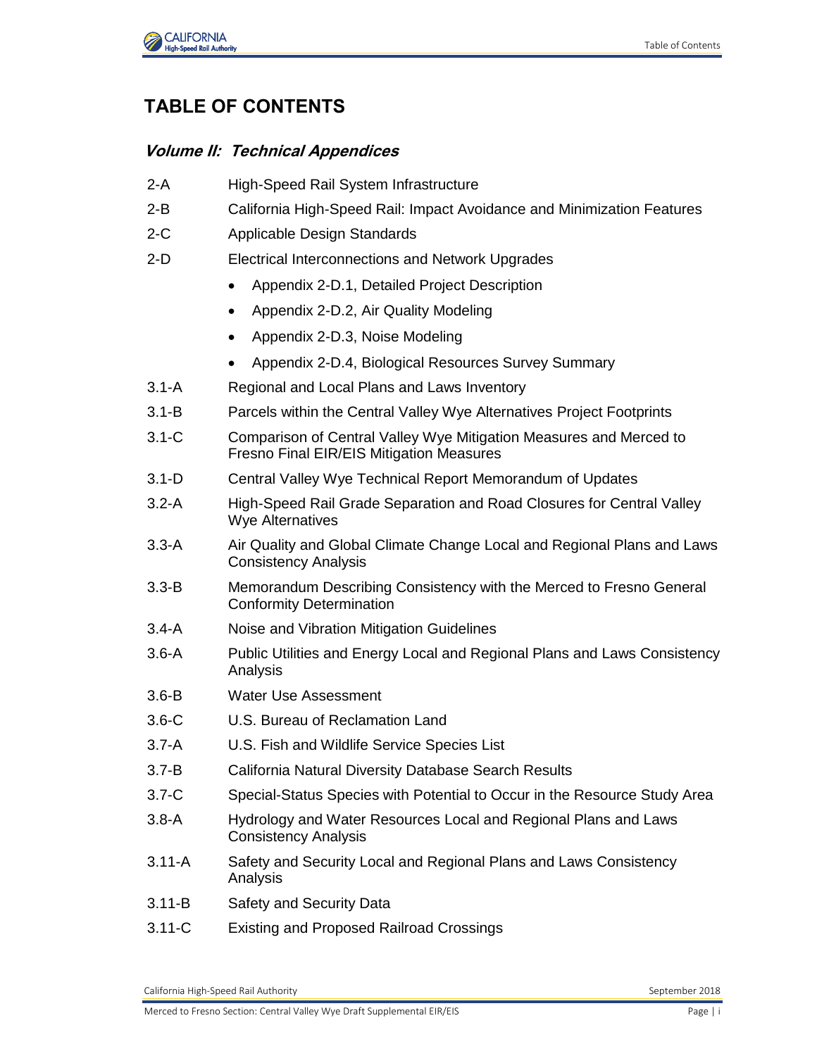# TABLE OF CONTENTS

## *Volume II: Technical Appendices*

| | |
|---|---|
| 2-A | High-Speed Rail System Infrastructure |
| 2-B | California High-Speed Rail: Impact Avoidance and Minimization Features |
| 2-C | Applicable Design Standards |
| 2-D | Electrical Interconnections and Network Upgrades |

- Appendix 2-D.1, Detailed Project Description
- Appendix 2-D.2, Air Quality Modeling
- Appendix 2-D.3, Noise Modeling
- Appendix 2-D.4, Biological Resources Survey Summary

| | |
|---|---|
| 3.1-A | Regional and Local Plans and Laws Inventory |
| 3.1-B | Parcels within the Central Valley Wye Alternatives Project Footprints |
| 3.1-C | Comparison of Central Valley Wye Mitigation Measures and Merced to Fresno Final EIR/EIS Mitigation Measures |
| 3.1-D | Central Valley Wye Technical Report Memorandum of Updates |
| 3.2-A | High-Speed Rail Grade Separation and Road Closures for Central Valley Wye Alternatives |
| 3.3-A | Air Quality and Global Climate Change Local and Regional Plans and Laws Consistency Analysis |
| 3.3-B | Memorandum Describing Consistency with the Merced to Fresno General Conformity Determination |
| 3.4-A | Noise and Vibration Mitigation Guidelines |
| 3.6-A | Public Utilities and Energy Local and Regional Plans and Laws Consistency Analysis |
| 3.6-B | Water Use Assessment |
| 3.6-C | U.S. Bureau of Reclamation Land |
| 3.7-A | U.S. Fish and Wildlife Service Species List |
| 3.7-B | California Natural Diversity Database Search Results |
| 3.7-C | Special-Status Species with Potential to Occur in the Resource Study Area |
| 3.8-A | Hydrology and Water Resources Local and Regional Plans and Laws Consistency Analysis |
| 3.11-A | Safety and Security Local and Regional Plans and Laws Consistency Analysis |
| 3.11-B | Safety and Security Data |
| 3.11-C | Existing and Proposed Railroad Crossings |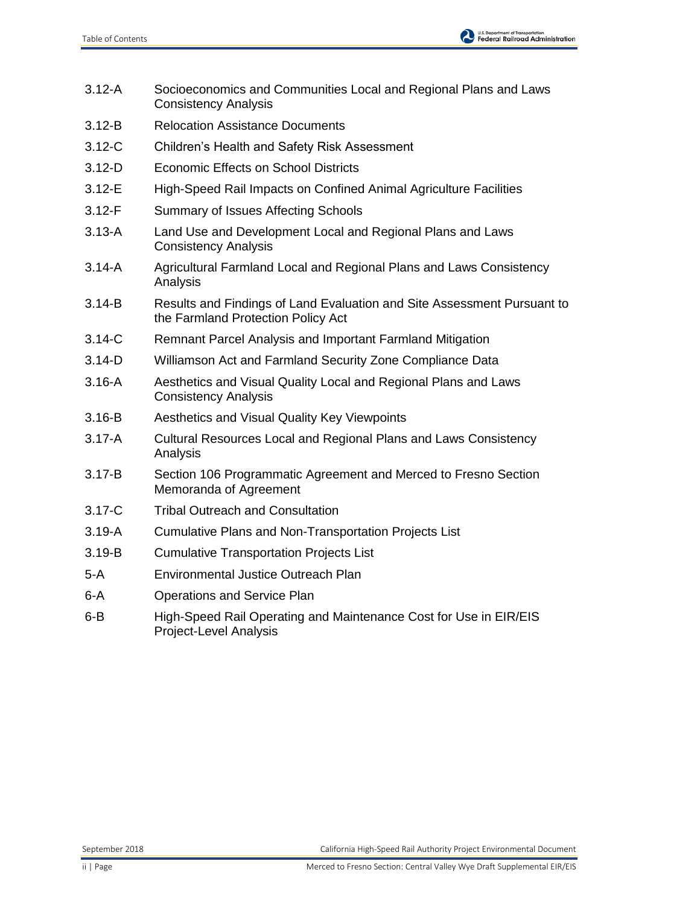| | |
|---|---|
| 3.12-A | Socioeconomics and Communities Local and Regional Plans and Laws Consistency Analysis |
| 3.12-B | Relocation Assistance Documents |
| 3.12-C | Children's Health and Safety Risk Assessment |
| 3.12-D | Economic Effects on School Districts |
| 3.12-E | High-Speed Rail Impacts on Confined Animal Agriculture Facilities |
| 3.12-F | Summary of Issues Affecting Schools |
| 3.13-A | Land Use and Development Local and Regional Plans and Laws Consistency Analysis |
| 3.14-A | Agricultural Farmland Local and Regional Plans and Laws Consistency Analysis |
| 3.14-B | Results and Findings of Land Evaluation and Site Assessment Pursuant to the Farmland Protection Policy Act |
| 3.14-C | Remnant Parcel Analysis and Important Farmland Mitigation |
| 3.14-D | Williamson Act and Farmland Security Zone Compliance Data |
| 3.16-A | Aesthetics and Visual Quality Local and Regional Plans and Laws Consistency Analysis |
| 3.16-B | Aesthetics and Visual Quality Key Viewpoints |
| 3.17-A | Cultural Resources Local and Regional Plans and Laws Consistency Analysis |
| 3.17-B | Section 106 Programmatic Agreement and Merced to Fresno Section Memoranda of Agreement |
| 3.17-C | Tribal Outreach and Consultation |
| 3.19-A | Cumulative Plans and Non-Transportation Projects List |
| 3.19-B | Cumulative Transportation Projects List |
| 5-A | Environmental Justice Outreach Plan |
| 6-A | Operations and Service Plan |
| 6-B | High-Speed Rail Operating and Maintenance Cost for Use in EIR/EIS Project-Level Analysis |